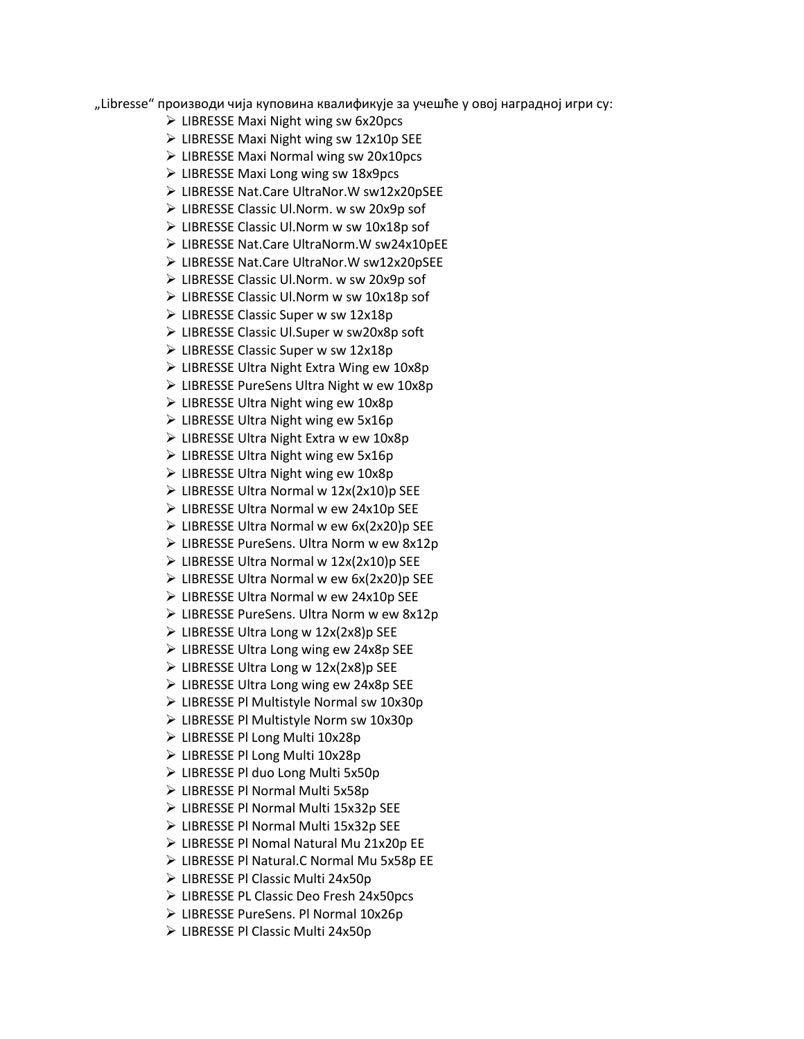„Libresse" производи чија куповина квалификује за учешће у овој наградној игри су:

- LIBRESSE Maxi Night wing sw 6x20pcs
- LIBRESSE Maxi Night wing sw 12x10p SEE
- LIBRESSE Maxi Normal wing sw 20x10pcs
- LIBRESSE Maxi Long wing sw 18x9pcs
- LIBRESSE Nat.Care UltraNor.W sw12x20pSEE
- LIBRESSE Classic Ul.Norm. w sw 20x9p sof
- LIBRESSE Classic Ul.Norm w sw 10x18p sof
- LIBRESSE Nat.Care UltraNorm.W sw24x10pEE
- LIBRESSE Nat.Care UltraNor.W sw12x20pSEE
- LIBRESSE Classic Ul.Norm. w sw 20x9p sof
- LIBRESSE Classic Ul.Norm w sw 10x18p sof
- LIBRESSE Classic Super w sw 12x18p
- LIBRESSE Classic Ul.Super w sw20x8p soft
- LIBRESSE Classic Super w sw 12x18p
- LIBRESSE Ultra Night Extra Wing ew 10x8p
- LIBRESSE PureSens Ultra Night w ew 10x8p
- LIBRESSE Ultra Night wing ew 10x8p
- LIBRESSE Ultra Night wing ew 5x16p
- LIBRESSE Ultra Night Extra w ew 10x8p
- LIBRESSE Ultra Night wing ew 5x16p
- LIBRESSE Ultra Night wing ew 10x8p
- LIBRESSE Ultra Normal w 12x(2x10)p SEE
- LIBRESSE Ultra Normal w ew 24x10p SEE
- LIBRESSE Ultra Normal w ew 6x(2x20)p SEE
- LIBRESSE PureSens. Ultra Norm w ew 8x12p
- LIBRESSE Ultra Normal w 12x(2x10)p SEE
- LIBRESSE Ultra Normal w ew 6x(2x20)p SEE
- LIBRESSE Ultra Normal w ew 24x10p SEE
- LIBRESSE PureSens. Ultra Norm w ew 8x12p
- LIBRESSE Ultra Long w 12x(2x8)p SEE
- LIBRESSE Ultra Long wing ew 24x8p SEE
- LIBRESSE Ultra Long w 12x(2x8)p SEE
- LIBRESSE Ultra Long wing ew 24x8p SEE
- LIBRESSE Pl Multistyle Normal sw 10x30p
- LIBRESSE Pl Multistyle Norm sw 10x30p
- LIBRESSE Pl Long Multi 10x28p
- LIBRESSE Pl Long Multi 10x28p
- LIBRESSE Pl duo Long Multi 5x50p
- LIBRESSE Pl Normal Multi 5x58p
- LIBRESSE Pl Normal Multi 15x32p SEE
- LIBRESSE Pl Normal Multi 15x32p SEE
- LIBRESSE Pl Nomal Natural Mu 21x20p EE
- LIBRESSE Pl Natural.C Normal Mu 5x58p EE
- LIBRESSE Pl Classic Multi 24x50p
- LIBRESSE PL Classic Deo Fresh 24x50pcs
- LIBRESSE PureSens. Pl Normal 10x26p
- LIBRESSE Pl Classic Multi 24x50p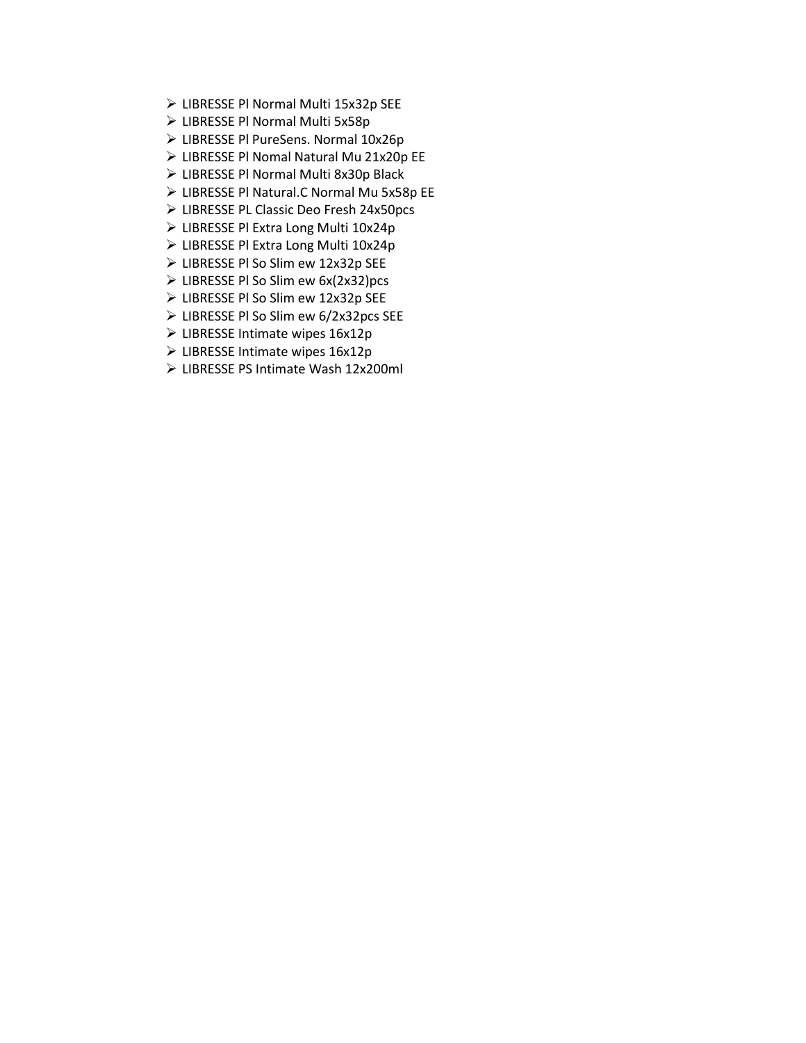- LIBRESSE Pl Normal Multi 15x32p SEE
- LIBRESSE Pl Normal Multi 5x58p
- LIBRESSE Pl PureSens. Normal 10x26p
- LIBRESSE Pl Nomal Natural Mu 21x20p EE
- LIBRESSE Pl Normal Multi 8x30p Black
- LIBRESSE Pl Natural.C Normal Mu 5x58p EE
- LIBRESSE PL Classic Deo Fresh 24x50pcs
- LIBRESSE Pl Extra Long Multi 10x24p
- LIBRESSE Pl Extra Long Multi 10x24p
- LIBRESSE Pl So Slim ew 12x32p SEE
- LIBRESSE Pl So Slim ew 6x(2x32)pcs
- LIBRESSE Pl So Slim ew 12x32p SEE
- LIBRESSE Pl So Slim ew 6/2x32pcs SEE
- LIBRESSE Intimate wipes 16x12p
- LIBRESSE Intimate wipes 16x12p
- LIBRESSE PS Intimate Wash 12x200ml